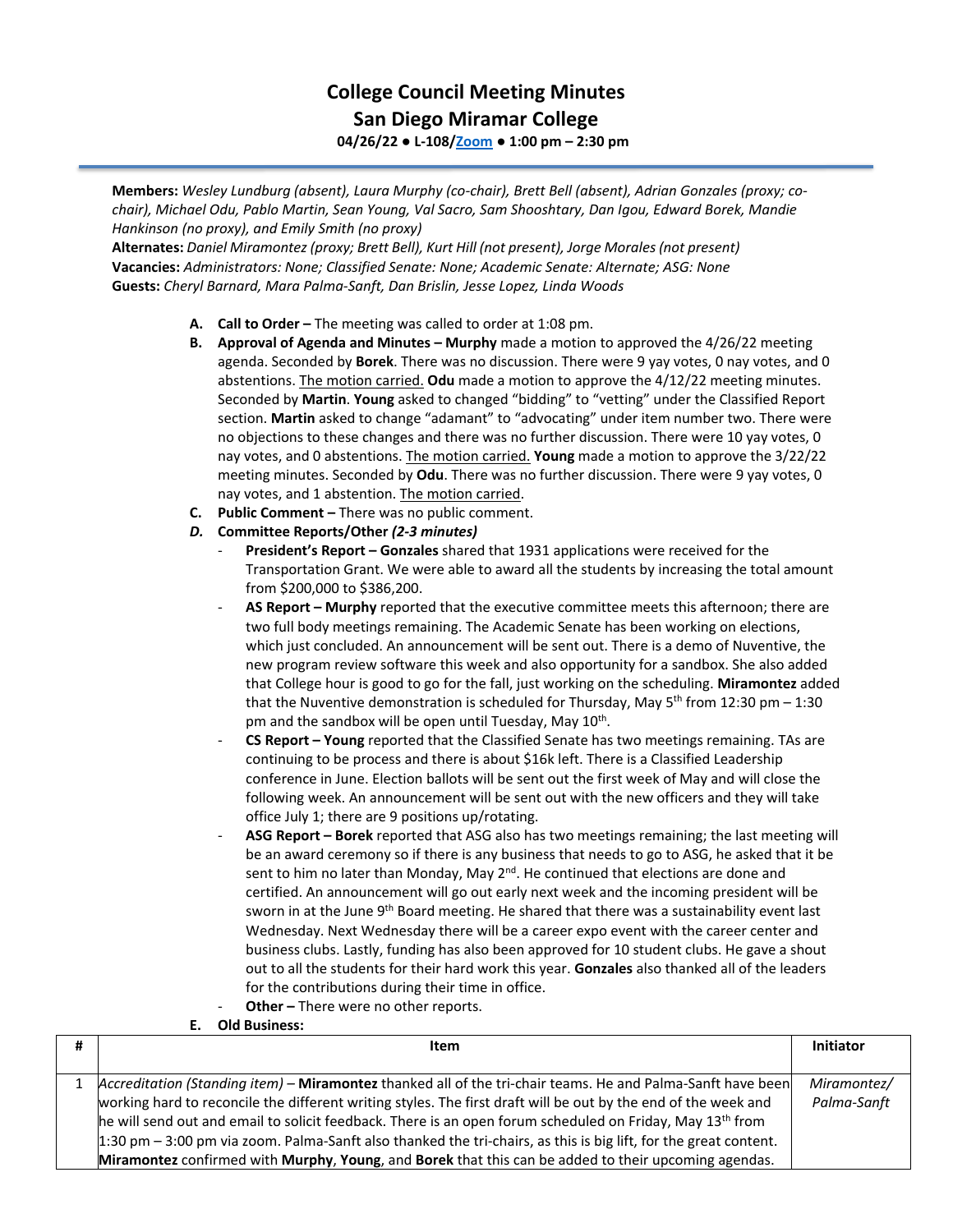# College Council Meeting Minutes
## San Diego Miramar College
**04/26/22 ● L-108/Zoom ● 1:00 pm – 2:30 pm**

**Members:** *Wesley Lundburg (absent), Laura Murphy (co-chair), Brett Bell (absent), Adrian Gonzales (proxy; co-chair), Michael Odu, Pablo Martin, Sean Young, Val Sacro, Sam Shooshtary, Dan Igou, Edward Borek, Mandie Hankinson (no proxy), and Emily Smith (no proxy)*
**Alternates:** *Daniel Miramontez (proxy; Brett Bell), Kurt Hill (not present), Jorge Morales (not present)*
**Vacancies:** *Administrators: None; Classified Senate: None; Academic Senate: Alternate; ASG: None*
**Guests:** *Cheryl Barnard, Mara Palma-Sanft, Dan Brislin, Jesse Lopez, Linda Woods*

A. **Call to Order –** The meeting was called to order at 1:08 pm.

B. **Approval of Agenda and Minutes – Murphy** made a motion to approved the 4/26/22 meeting agenda. Seconded by **Borek**. There was no discussion. There were 9 yay votes, 0 nay votes, and 0 abstentions. The motion carried. **Odu** made a motion to approve the 4/12/22 meeting minutes. Seconded by **Martin**. **Young** asked to changed "bidding" to "vetting" under the Classified Report section. **Martin** asked to change "adamant" to "advocating" under item number two. There were no objections to these changes and there was no further discussion. There were 10 yay votes, 0 nay votes, and 0 abstentions. The motion carried. **Young** made a motion to approve the 3/22/22 meeting minutes. Seconded by **Odu**. There was no further discussion. There were 9 yay votes, 0 nay votes, and 1 abstention. The motion carried.

C. **Public Comment –** There was no public comment.

D. **Committee Reports/Other *(2-3 minutes)***
   - **President's Report – Gonzales** shared that 1931 applications were received for the Transportation Grant. We were able to award all the students by increasing the total amount from $200,000 to $386,200.
   - **AS Report – Murphy** reported that the executive committee meets this afternoon; there are two full body meetings remaining. The Academic Senate has been working on elections, which just concluded. An announcement will be sent out. There is a demo of Nuventive, the new program review software this week and also opportunity for a sandbox. She also added that College hour is good to go for the fall, just working on the scheduling. **Miramontez** added that the Nuventive demonstration is scheduled for Thursday, May 5th from 12:30 pm – 1:30 pm and the sandbox will be open until Tuesday, May 10th.
   - **CS Report – Young** reported that the Classified Senate has two meetings remaining. TAs are continuing to be process and there is about $16k left. There is a Classified Leadership conference in June. Election ballots will be sent out the first week of May and will close the following week. An announcement will be sent out with the new officers and they will take office July 1; there are 9 positions up/rotating.
   - **ASG Report – Borek** reported that ASG also has two meetings remaining; the last meeting will be an award ceremony so if there is any business that needs to go to ASG, he asked that it be sent to him no later than Monday, May 2nd. He continued that elections are done and certified. An announcement will go out early next week and the incoming president will be sworn in at the June 9th Board meeting. He shared that there was a sustainability event last Wednesday. Next Wednesday there will be a career expo event with the career center and business clubs. Lastly, funding has also been approved for 10 student clubs. He gave a shout out to all the students for their hard work this year. **Gonzales** also thanked all of the leaders for the contributions during their time in office.
   - **Other –** There were no other reports.

E. **Old Business:**

| # | Item | Initiator |
|---|---|---|
| 1 | *Accreditation (Standing item)* – **Miramontez** thanked all of the tri-chair teams. He and Palma-Sanft have been working hard to reconcile the different writing styles. The first draft will be out by the end of the week and he will send out and email to solicit feedback. There is an open forum scheduled on Friday, May 13th from 1:30 pm – 3:00 pm via zoom. Palma-Sanft also thanked the tri-chairs, as this is big lift, for the great content. **Miramontez** confirmed with **Murphy**, **Young**, and **Borek** that this can be added to their upcoming agendas. | *Miramontez/ Palma-Sanft* |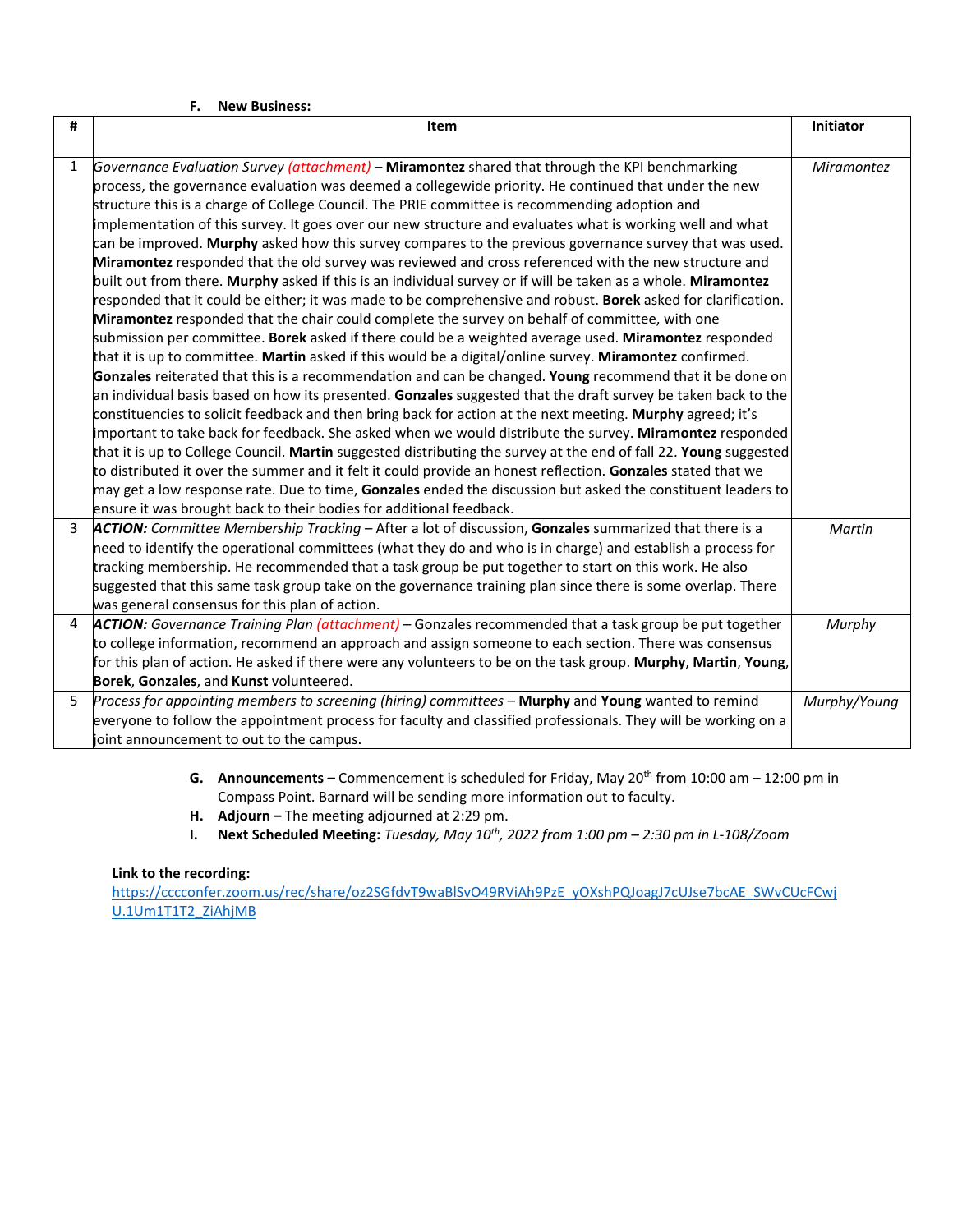F. **New Business:**

| # | Item | Initiator |
|---|---|---|
| 1 | *Governance Evaluation Survey (attachment)* – **Miramontez** shared that through the KPI benchmarking process, the governance evaluation was deemed a collegewide priority. He continued that under the new structure this is a charge of College Council. The PRIE committee is recommending adoption and implementation of this survey. It goes over our new structure and evaluates what is working well and what can be improved. **Murphy** asked how this survey compares to the previous governance survey that was used. **Miramontez** responded that the old survey was reviewed and cross referenced with the new structure and built out from there. **Murphy** asked if this is an individual survey or if will be taken as a whole. **Miramontez** responded that it could be either; it was made to be comprehensive and robust. **Borek** asked for clarification. **Miramontez** responded that the chair could complete the survey on behalf of committee, with one submission per committee. **Borek** asked if there could be a weighted average used. **Miramontez** responded that it is up to committee. **Martin** asked if this would be a digital/online survey. **Miramontez** confirmed. **Gonzales** reiterated that this is a recommendation and can be changed. **Young** recommend that it be done on an individual basis based on how its presented. **Gonzales** suggested that the draft survey be taken back to the constituencies to solicit feedback and then bring back for action at the next meeting. **Murphy** agreed; it's important to take back for feedback. She asked when we would distribute the survey. **Miramontez** responded that it is up to College Council. **Martin** suggested distributing the survey at the end of fall 22. **Young** suggested to distributed it over the summer and it felt it could provide an honest reflection. **Gonzales** stated that we may get a low response rate. Due to time, **Gonzales** ended the discussion but asked the constituent leaders to ensure it was brought back to their bodies for additional feedback. | *Miramontez* |
| 3 | ***ACTION:*** *Committee Membership Tracking* – After a lot of discussion, **Gonzales** summarized that there is a need to identify the operational committees (what they do and who is in charge) and establish a process for tracking membership. He recommended that a task group be put together to start on this work. He also suggested that this same task group take on the governance training plan since there is some overlap. There was general consensus for this plan of action. | *Martin* |
| 4 | ***ACTION:*** *Governance Training Plan (attachment)* – Gonzales recommended that a task group be put together to college information, recommend an approach and assign someone to each section. There was consensus for this plan of action. He asked if there were any volunteers to be on the task group. **Murphy**, **Martin**, **Young**, **Borek**, **Gonzales**, and **Kunst** volunteered. | *Murphy* |
| 5 | *Process for appointing members to screening (hiring) committees* – **Murphy** and **Young** wanted to remind everyone to follow the appointment process for faculty and classified professionals. They will be working on a joint announcement to out to the campus. | *Murphy/Young* |

G. **Announcements –** Commencement is scheduled for Friday, May 20th from 10:00 am – 12:00 pm in Compass Point. Barnard will be sending more information out to faculty.

H. **Adjourn –** The meeting adjourned at 2:29 pm.

I. **Next Scheduled Meeting:** *Tuesday, May 10th, 2022 from 1:00 pm – 2:30 pm in L-108/Zoom*

**Link to the recording:**
https://cccconfer.zoom.us/rec/share/oz2SGfdvT9waBlSvO49RViAh9PzE_yOXshPQJoagJ7cUJse7bcAE_SWvCUcFCwjU.1Um1T1T2_ZiAhjMB